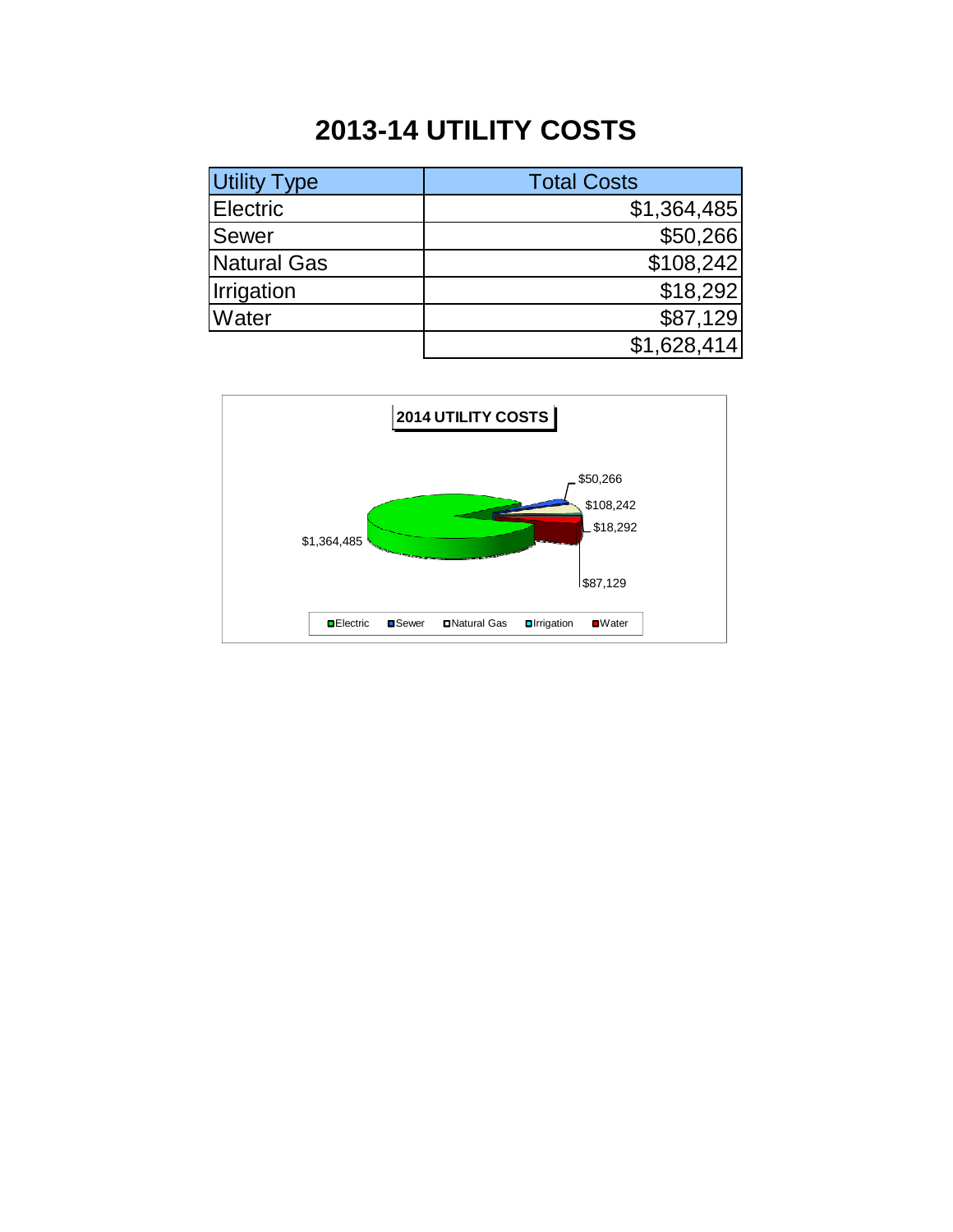# 2013-14 UTILITY COSTS

| Utility Type | Total Costs |
|---|---|
| Electric | $1,364,485 |
| Sewer | $50,266 |
| Natural Gas | $108,242 |
| Irrigation | $18,292 |
| Water | $87,129 |
| | $1,628,414 |

**2014 UTILITY COSTS**

$1,364,485 &nbsp; $50,266 &nbsp; $108,242 &nbsp; $18,292 &nbsp; $87,129

Electric &nbsp; Sewer &nbsp; Natural Gas &nbsp; Irrigation &nbsp; Water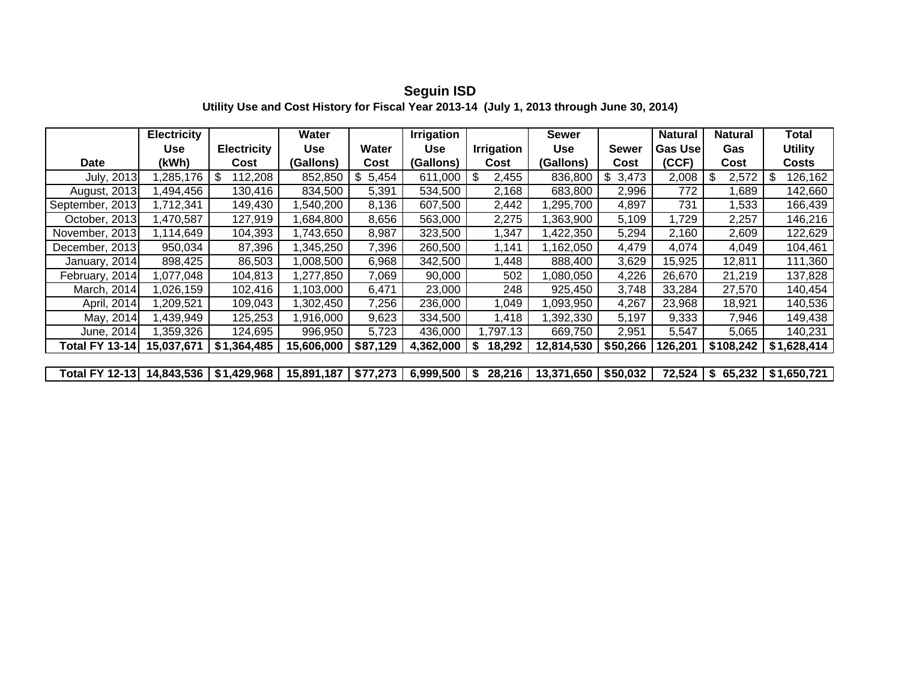# Seguin ISD

### Utility Use and Cost History for Fiscal Year 2013-14 (July 1, 2013 through June 30, 2014)

| Date | Electricity Use (kWh) | Electricity Cost | Water Use (Gallons) | Water Cost | Irrigation Use (Gallons) | Irrigation Cost | Sewer Use (Gallons) | Sewer Cost | Natural Gas Use (CCF) | Natural Gas Cost | Total Utility Costs |
|---|---|---|---|---|---|---|---|---|---|---|---|
| July, 2013 | 1,285,176 | $ 112,208 | 852,850 | $ 5,454 | 611,000 | $ 2,455 | 836,800 | $ 3,473 | 2,008 | $ 2,572 | $ 126,162 |
| August, 2013 | 1,494,456 | 130,416 | 834,500 | 5,391 | 534,500 | 2,168 | 683,800 | 2,996 | 772 | 1,689 | 142,660 |
| September, 2013 | 1,712,341 | 149,430 | 1,540,200 | 8,136 | 607,500 | 2,442 | 1,295,700 | 4,897 | 731 | 1,533 | 166,439 |
| October, 2013 | 1,470,587 | 127,919 | 1,684,800 | 8,656 | 563,000 | 2,275 | 1,363,900 | 5,109 | 1,729 | 2,257 | 146,216 |
| November, 2013 | 1,114,649 | 104,393 | 1,743,650 | 8,987 | 323,500 | 1,347 | 1,422,350 | 5,294 | 2,160 | 2,609 | 122,629 |
| December, 2013 | 950,034 | 87,396 | 1,345,250 | 7,396 | 260,500 | 1,141 | 1,162,050 | 4,479 | 4,074 | 4,049 | 104,461 |
| January, 2014 | 898,425 | 86,503 | 1,008,500 | 6,968 | 342,500 | 1,448 | 888,400 | 3,629 | 15,925 | 12,811 | 111,360 |
| February, 2014 | 1,077,048 | 104,813 | 1,277,850 | 7,069 | 90,000 | 502 | 1,080,050 | 4,226 | 26,670 | 21,219 | 137,828 |
| March, 2014 | 1,026,159 | 102,416 | 1,103,000 | 6,471 | 23,000 | 248 | 925,450 | 3,748 | 33,284 | 27,570 | 140,454 |
| April, 2014 | 1,209,521 | 109,043 | 1,302,450 | 7,256 | 236,000 | 1,049 | 1,093,950 | 4,267 | 23,968 | 18,921 | 140,536 |
| May, 2014 | 1,439,949 | 125,253 | 1,916,000 | 9,623 | 334,500 | 1,418 | 1,392,330 | 5,197 | 9,333 | 7,946 | 149,438 |
| June, 2014 | 1,359,326 | 124,695 | 996,950 | 5,723 | 436,000 | 1,797.13 | 669,750 | 2,951 | 5,547 | 5,065 | 140,231 |
| **Total FY 13-14** | **15,037,671** | **$1,364,485** | **15,606,000** | **$87,129** | **4,362,000** | **$ 18,292** | **12,814,530** | **$50,266** | **126,201** | **$108,242** | **$1,628,414** |
| | | | | | | | | | | | |
| **Total FY 12-13** | **14,843,536** | **$1,429,968** | **15,891,187** | **$77,273** | **6,999,500** | **$ 28,216** | **13,371,650** | **$50,032** | **72,524** | **$ 65,232** | **$1,650,721** |